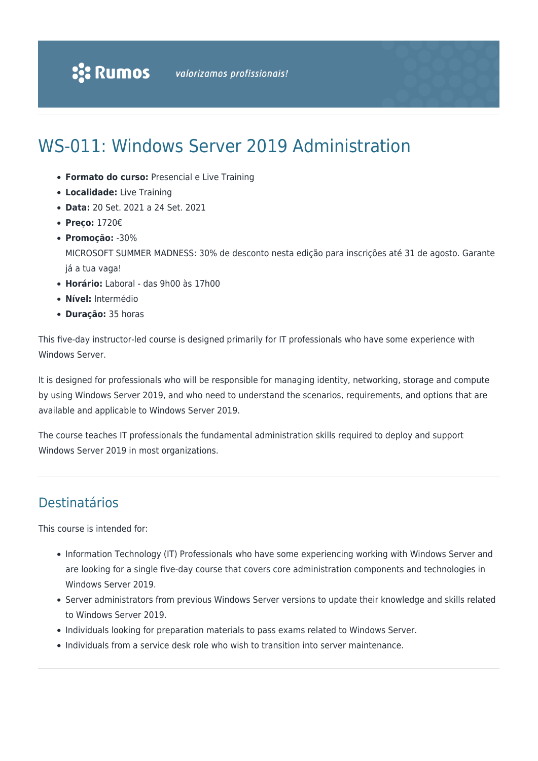# WS-011: Windows Server 2019 Administration

- **Formato do curso:** Presencial e Live Training
- **Localidade:** Live Training
- **Data:** 20 Set. 2021 a 24 Set. 2021
- **Preço:** 1720€
- **Promoção:** -30%
  MICROSOFT SUMMER MADNESS: 30% de desconto nesta edição para inscrições até 31 de agosto. Garante já a tua vaga!
- **Horário:** Laboral - das 9h00 às 17h00
- **Nível:** Intermédio
- **Duração:** 35 horas

This five-day instructor-led course is designed primarily for IT professionals who have some experience with Windows Server.

It is designed for professionals who will be responsible for managing identity, networking, storage and compute by using Windows Server 2019, and who need to understand the scenarios, requirements, and options that are available and applicable to Windows Server 2019.

The course teaches IT professionals the fundamental administration skills required to deploy and support Windows Server 2019 in most organizations.

## Destinatários

This course is intended for:

- Information Technology (IT) Professionals who have some experiencing working with Windows Server and are looking for a single five-day course that covers core administration components and technologies in Windows Server 2019.
- Server administrators from previous Windows Server versions to update their knowledge and skills related to Windows Server 2019.
- Individuals looking for preparation materials to pass exams related to Windows Server.
- Individuals from a service desk role who wish to transition into server maintenance.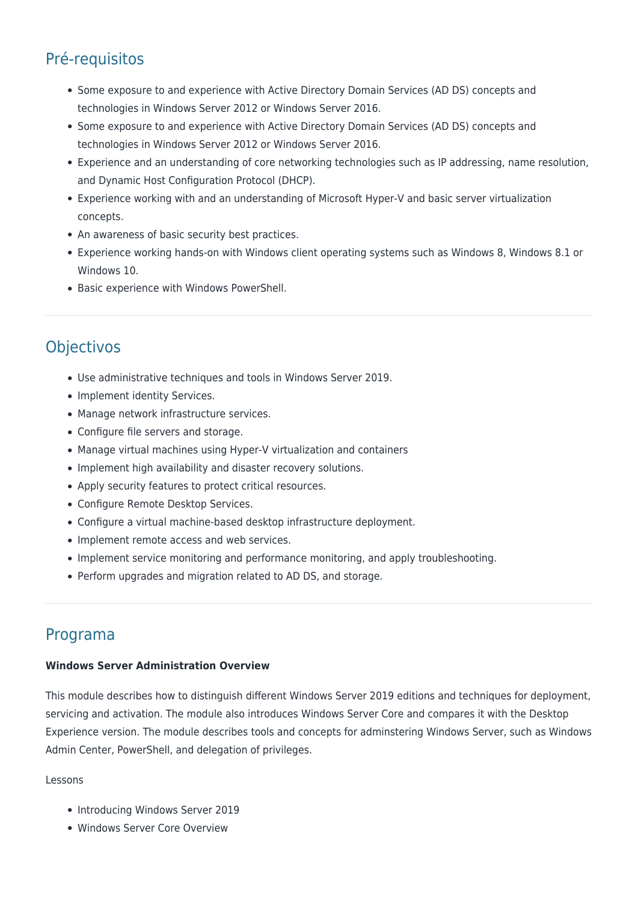## Pré-requisitos

- Some exposure to and experience with Active Directory Domain Services (AD DS) concepts and technologies in Windows Server 2012 or Windows Server 2016.
- Some exposure to and experience with Active Directory Domain Services (AD DS) concepts and technologies in Windows Server 2012 or Windows Server 2016.
- Experience and an understanding of core networking technologies such as IP addressing, name resolution, and Dynamic Host Configuration Protocol (DHCP).
- Experience working with and an understanding of Microsoft Hyper-V and basic server virtualization concepts.
- An awareness of basic security best practices.
- Experience working hands-on with Windows client operating systems such as Windows 8, Windows 8.1 or Windows 10.
- Basic experience with Windows PowerShell.

## Objectivos

- Use administrative techniques and tools in Windows Server 2019.
- Implement identity Services.
- Manage network infrastructure services.
- Configure file servers and storage.
- Manage virtual machines using Hyper-V virtualization and containers
- Implement high availability and disaster recovery solutions.
- Apply security features to protect critical resources.
- Configure Remote Desktop Services.
- Configure a virtual machine-based desktop infrastructure deployment.
- Implement remote access and web services.
- Implement service monitoring and performance monitoring, and apply troubleshooting.
- Perform upgrades and migration related to AD DS, and storage.

## Programa

**Windows Server Administration Overview**

This module describes how to distinguish different Windows Server 2019 editions and techniques for deployment, servicing and activation. The module also introduces Windows Server Core and compares it with the Desktop Experience version. The module describes tools and concepts for adminstering Windows Server, such as Windows Admin Center, PowerShell, and delegation of privileges.

Lessons

- Introducing Windows Server 2019
- Windows Server Core Overview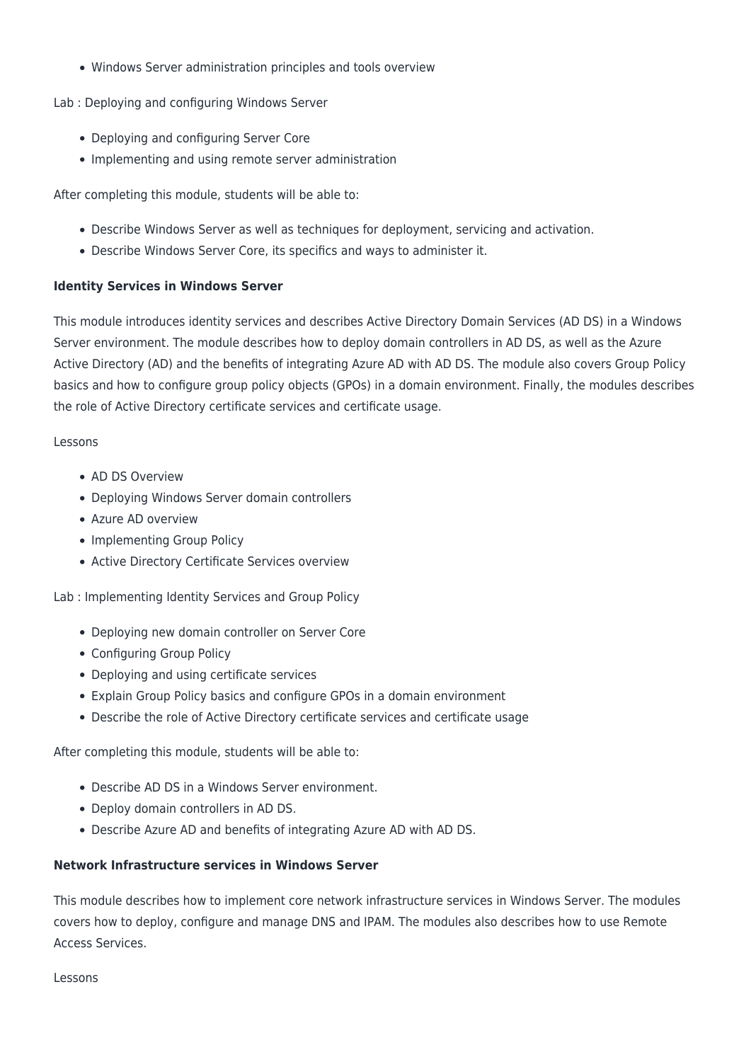- Windows Server administration principles and tools overview

Lab : Deploying and configuring Windows Server

- Deploying and configuring Server Core
- Implementing and using remote server administration

After completing this module, students will be able to:

- Describe Windows Server as well as techniques for deployment, servicing and activation.
- Describe Windows Server Core, its specifics and ways to administer it.

**Identity Services in Windows Server**

This module introduces identity services and describes Active Directory Domain Services (AD DS) in a Windows Server environment. The module describes how to deploy domain controllers in AD DS, as well as the Azure Active Directory (AD) and the benefits of integrating Azure AD with AD DS. The module also covers Group Policy basics and how to configure group policy objects (GPOs) in a domain environment. Finally, the modules describes the role of Active Directory certificate services and certificate usage.

Lessons

- AD DS Overview
- Deploying Windows Server domain controllers
- Azure AD overview
- Implementing Group Policy
- Active Directory Certificate Services overview

Lab : Implementing Identity Services and Group Policy

- Deploying new domain controller on Server Core
- Configuring Group Policy
- Deploying and using certificate services
- Explain Group Policy basics and configure GPOs in a domain environment
- Describe the role of Active Directory certificate services and certificate usage

After completing this module, students will be able to:

- Describe AD DS in a Windows Server environment.
- Deploy domain controllers in AD DS.
- Describe Azure AD and benefits of integrating Azure AD with AD DS.

**Network Infrastructure services in Windows Server**

This module describes how to implement core network infrastructure services in Windows Server. The modules covers how to deploy, configure and manage DNS and IPAM. The modules also describes how to use Remote Access Services.

Lessons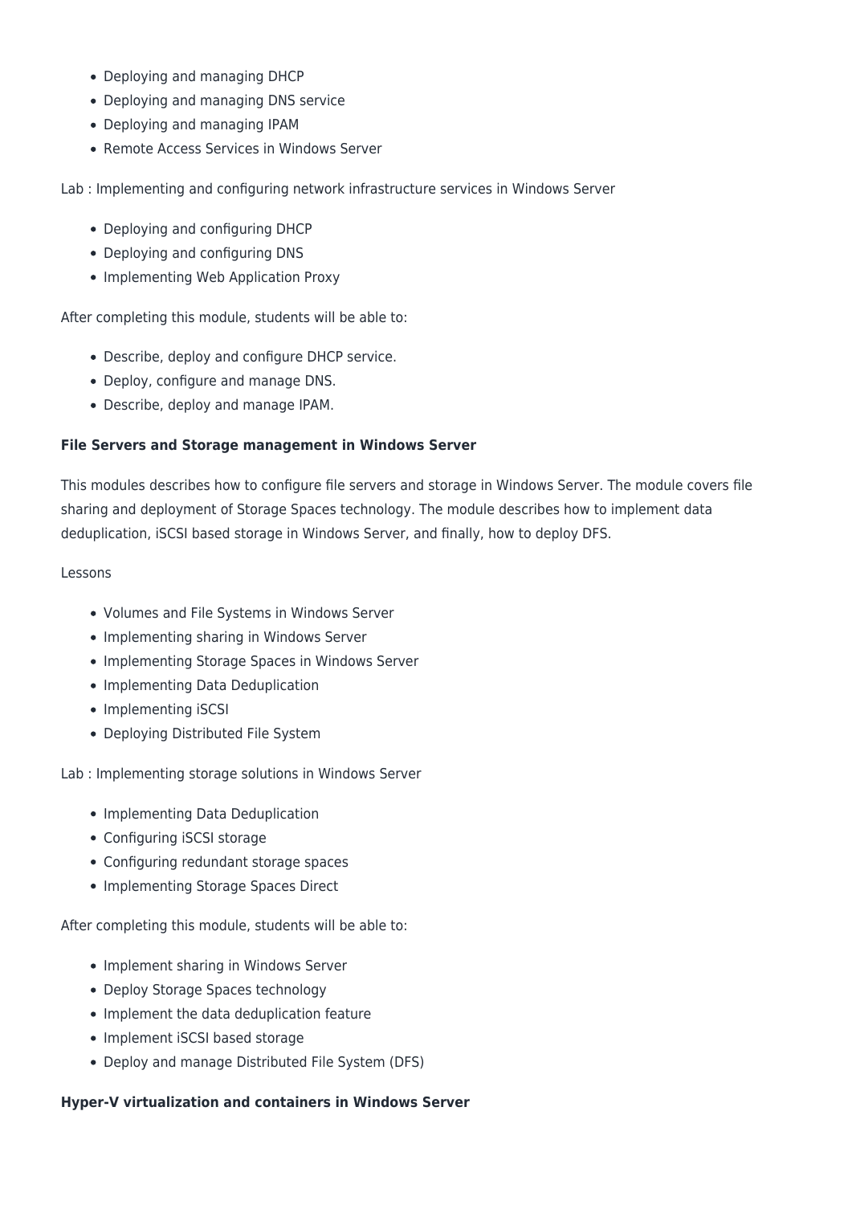- Deploying and managing DHCP
- Deploying and managing DNS service
- Deploying and managing IPAM
- Remote Access Services in Windows Server

Lab : Implementing and configuring network infrastructure services in Windows Server

- Deploying and configuring DHCP
- Deploying and configuring DNS
- Implementing Web Application Proxy

After completing this module, students will be able to:

- Describe, deploy and configure DHCP service.
- Deploy, configure and manage DNS.
- Describe, deploy and manage IPAM.

**File Servers and Storage management in Windows Server**

This modules describes how to configure file servers and storage in Windows Server. The module covers file sharing and deployment of Storage Spaces technology. The module describes how to implement data deduplication, iSCSI based storage in Windows Server, and finally, how to deploy DFS.

Lessons

- Volumes and File Systems in Windows Server
- Implementing sharing in Windows Server
- Implementing Storage Spaces in Windows Server
- Implementing Data Deduplication
- Implementing iSCSI
- Deploying Distributed File System

Lab : Implementing storage solutions in Windows Server

- Implementing Data Deduplication
- Configuring iSCSI storage
- Configuring redundant storage spaces
- Implementing Storage Spaces Direct

After completing this module, students will be able to:

- Implement sharing in Windows Server
- Deploy Storage Spaces technology
- Implement the data deduplication feature
- Implement iSCSI based storage
- Deploy and manage Distributed File System (DFS)

**Hyper-V virtualization and containers in Windows Server**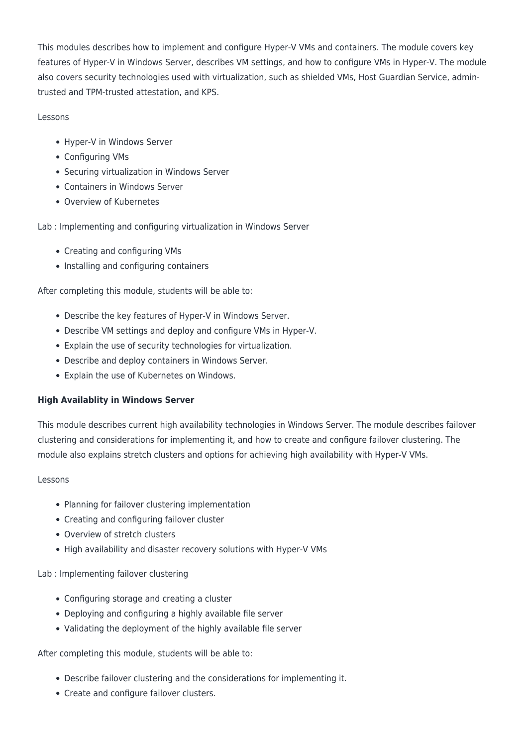This modules describes how to implement and configure Hyper-V VMs and containers. The module covers key features of Hyper-V in Windows Server, describes VM settings, and how to configure VMs in Hyper-V. The module also covers security technologies used with virtualization, such as shielded VMs, Host Guardian Service, admin-trusted and TPM-trusted attestation, and KPS.

Lessons

- Hyper-V in Windows Server
- Configuring VMs
- Securing virtualization in Windows Server
- Containers in Windows Server
- Overview of Kubernetes

Lab : Implementing and configuring virtualization in Windows Server

- Creating and configuring VMs
- Installing and configuring containers

After completing this module, students will be able to:

- Describe the key features of Hyper-V in Windows Server.
- Describe VM settings and deploy and configure VMs in Hyper-V.
- Explain the use of security technologies for virtualization.
- Describe and deploy containers in Windows Server.
- Explain the use of Kubernetes on Windows.

**High Availablity in Windows Server**

This module describes current high availability technologies in Windows Server. The module describes failover clustering and considerations for implementing it, and how to create and configure failover clustering. The module also explains stretch clusters and options for achieving high availability with Hyper-V VMs.

Lessons

- Planning for failover clustering implementation
- Creating and configuring failover cluster
- Overview of stretch clusters
- High availability and disaster recovery solutions with Hyper-V VMs

Lab : Implementing failover clustering

- Configuring storage and creating a cluster
- Deploying and configuring a highly available file server
- Validating the deployment of the highly available file server

After completing this module, students will be able to:

- Describe failover clustering and the considerations for implementing it.
- Create and configure failover clusters.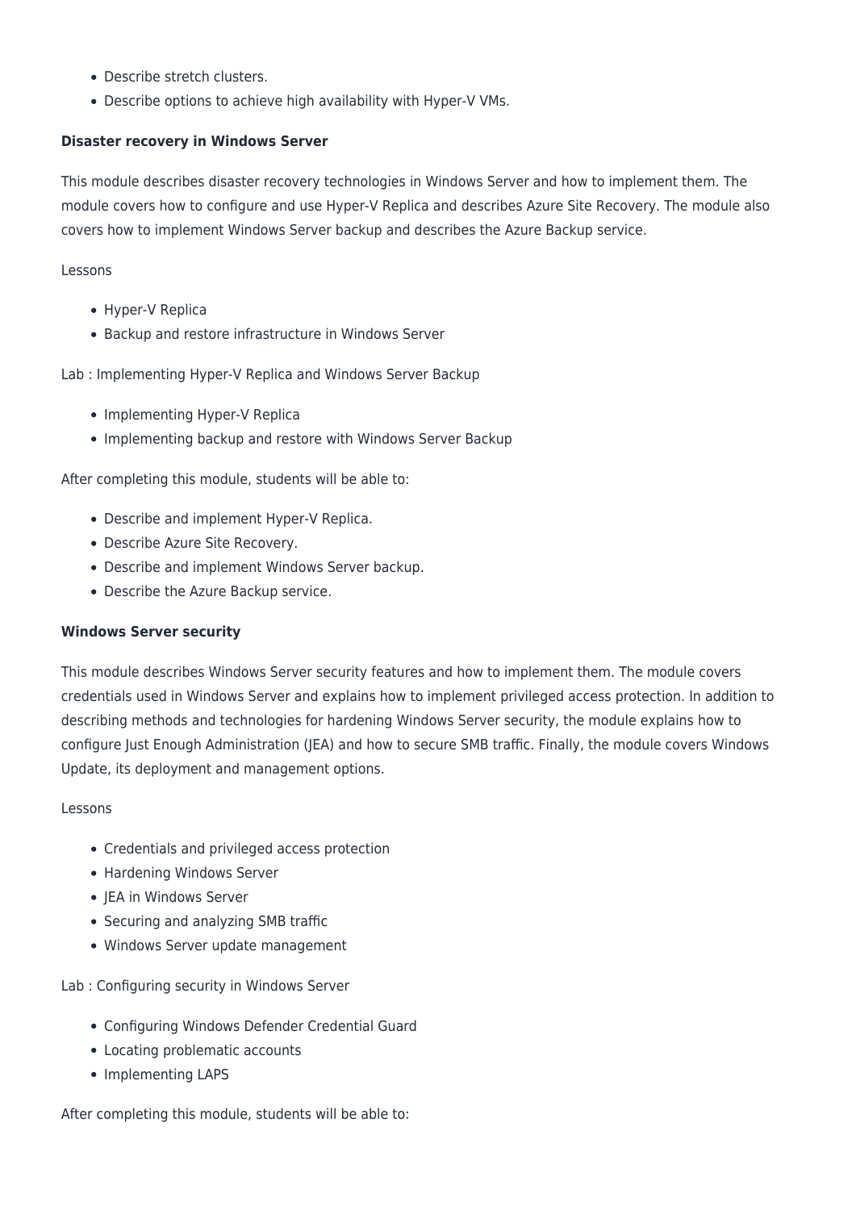- Describe stretch clusters.
- Describe options to achieve high availability with Hyper-V VMs.

**Disaster recovery in Windows Server**

This module describes disaster recovery technologies in Windows Server and how to implement them. The module covers how to configure and use Hyper-V Replica and describes Azure Site Recovery. The module also covers how to implement Windows Server backup and describes the Azure Backup service.

Lessons

- Hyper-V Replica
- Backup and restore infrastructure in Windows Server

Lab : Implementing Hyper-V Replica and Windows Server Backup

- Implementing Hyper-V Replica
- Implementing backup and restore with Windows Server Backup

After completing this module, students will be able to:

- Describe and implement Hyper-V Replica.
- Describe Azure Site Recovery.
- Describe and implement Windows Server backup.
- Describe the Azure Backup service.

**Windows Server security**

This module describes Windows Server security features and how to implement them. The module covers credentials used in Windows Server and explains how to implement privileged access protection. In addition to describing methods and technologies for hardening Windows Server security, the module explains how to configure Just Enough Administration (JEA) and how to secure SMB traffic. Finally, the module covers Windows Update, its deployment and management options.

Lessons

- Credentials and privileged access protection
- Hardening Windows Server
- JEA in Windows Server
- Securing and analyzing SMB traffic
- Windows Server update management

Lab : Configuring security in Windows Server

- Configuring Windows Defender Credential Guard
- Locating problematic accounts
- Implementing LAPS

After completing this module, students will be able to: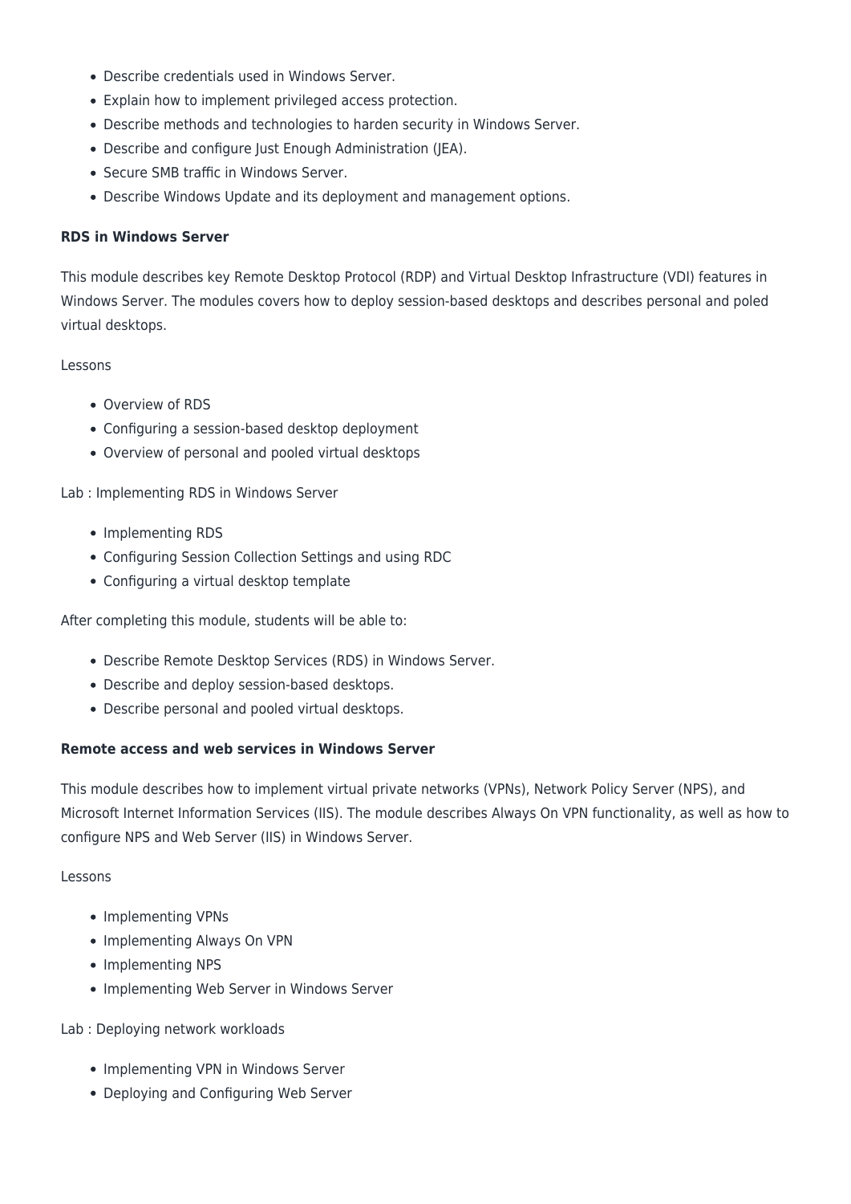- Describe credentials used in Windows Server.
- Explain how to implement privileged access protection.
- Describe methods and technologies to harden security in Windows Server.
- Describe and configure Just Enough Administration (JEA).
- Secure SMB traffic in Windows Server.
- Describe Windows Update and its deployment and management options.

**RDS in Windows Server**

This module describes key Remote Desktop Protocol (RDP) and Virtual Desktop Infrastructure (VDI) features in Windows Server. The modules covers how to deploy session-based desktops and describes personal and poled virtual desktops.

Lessons

- Overview of RDS
- Configuring a session-based desktop deployment
- Overview of personal and pooled virtual desktops

Lab : Implementing RDS in Windows Server

- Implementing RDS
- Configuring Session Collection Settings and using RDC
- Configuring a virtual desktop template

After completing this module, students will be able to:

- Describe Remote Desktop Services (RDS) in Windows Server.
- Describe and deploy session-based desktops.
- Describe personal and pooled virtual desktops.

**Remote access and web services in Windows Server**

This module describes how to implement virtual private networks (VPNs), Network Policy Server (NPS), and Microsoft Internet Information Services (IIS). The module describes Always On VPN functionality, as well as how to configure NPS and Web Server (IIS) in Windows Server.

Lessons

- Implementing VPNs
- Implementing Always On VPN
- Implementing NPS
- Implementing Web Server in Windows Server

Lab : Deploying network workloads

- Implementing VPN in Windows Server
- Deploying and Configuring Web Server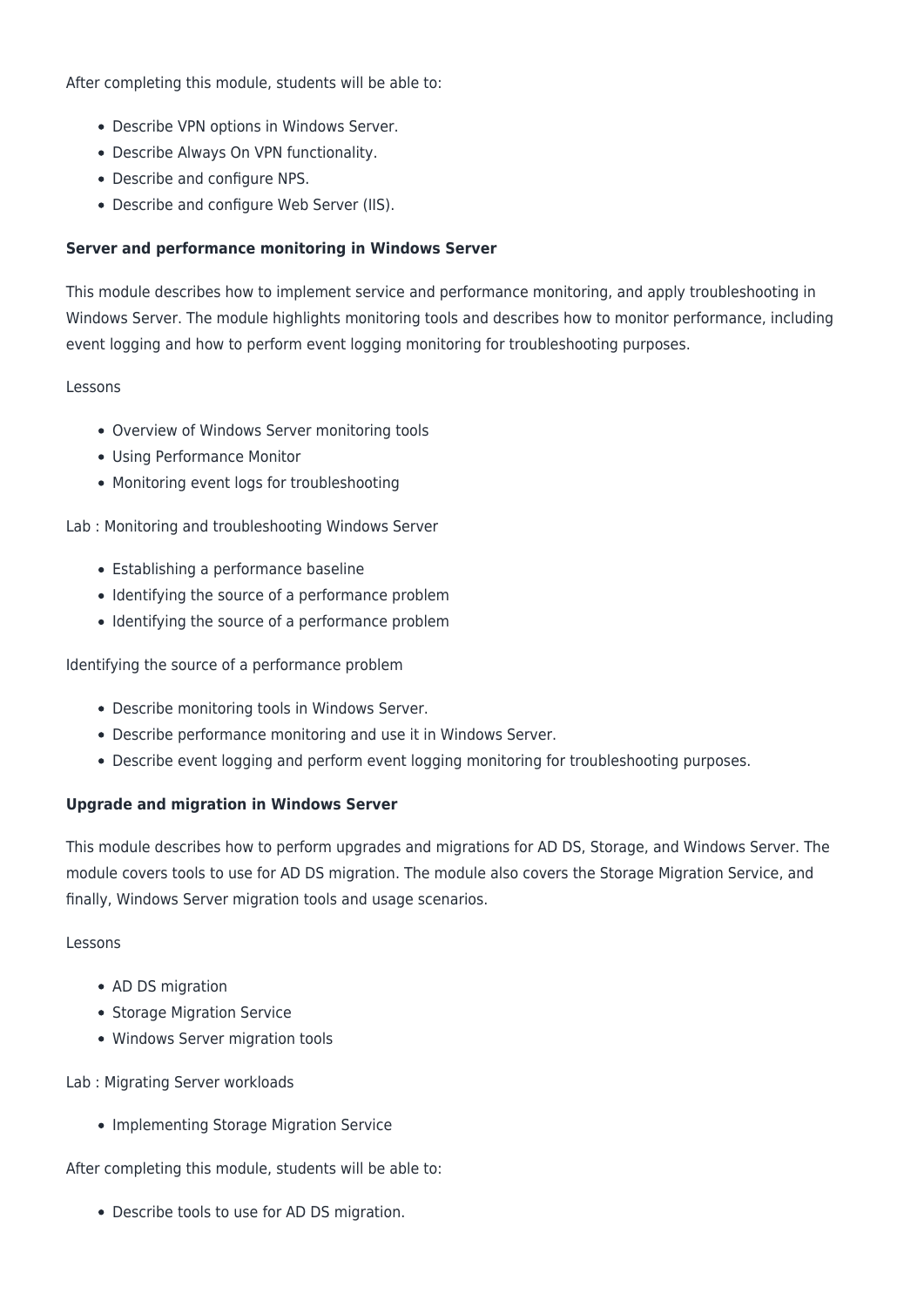After completing this module, students will be able to:

- Describe VPN options in Windows Server.
- Describe Always On VPN functionality.
- Describe and configure NPS.
- Describe and configure Web Server (IIS).

**Server and performance monitoring in Windows Server**

This module describes how to implement service and performance monitoring, and apply troubleshooting in Windows Server. The module highlights monitoring tools and describes how to monitor performance, including event logging and how to perform event logging monitoring for troubleshooting purposes.

Lessons

- Overview of Windows Server monitoring tools
- Using Performance Monitor
- Monitoring event logs for troubleshooting

Lab : Monitoring and troubleshooting Windows Server

- Establishing a performance baseline
- Identifying the source of a performance problem
- Identifying the source of a performance problem

Identifying the source of a performance problem

- Describe monitoring tools in Windows Server.
- Describe performance monitoring and use it in Windows Server.
- Describe event logging and perform event logging monitoring for troubleshooting purposes.

**Upgrade and migration in Windows Server**

This module describes how to perform upgrades and migrations for AD DS, Storage, and Windows Server. The module covers tools to use for AD DS migration. The module also covers the Storage Migration Service, and finally, Windows Server migration tools and usage scenarios.

Lessons

- AD DS migration
- Storage Migration Service
- Windows Server migration tools

Lab : Migrating Server workloads

- Implementing Storage Migration Service

After completing this module, students will be able to:

- Describe tools to use for AD DS migration.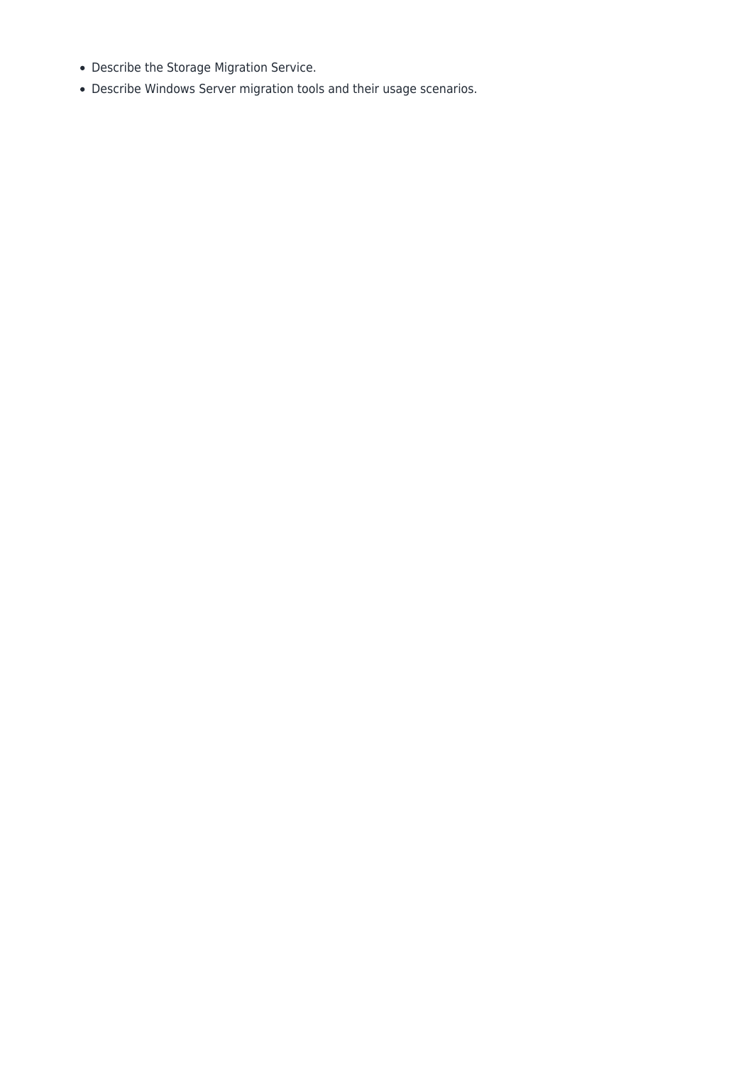- Describe the Storage Migration Service.
- Describe Windows Server migration tools and their usage scenarios.